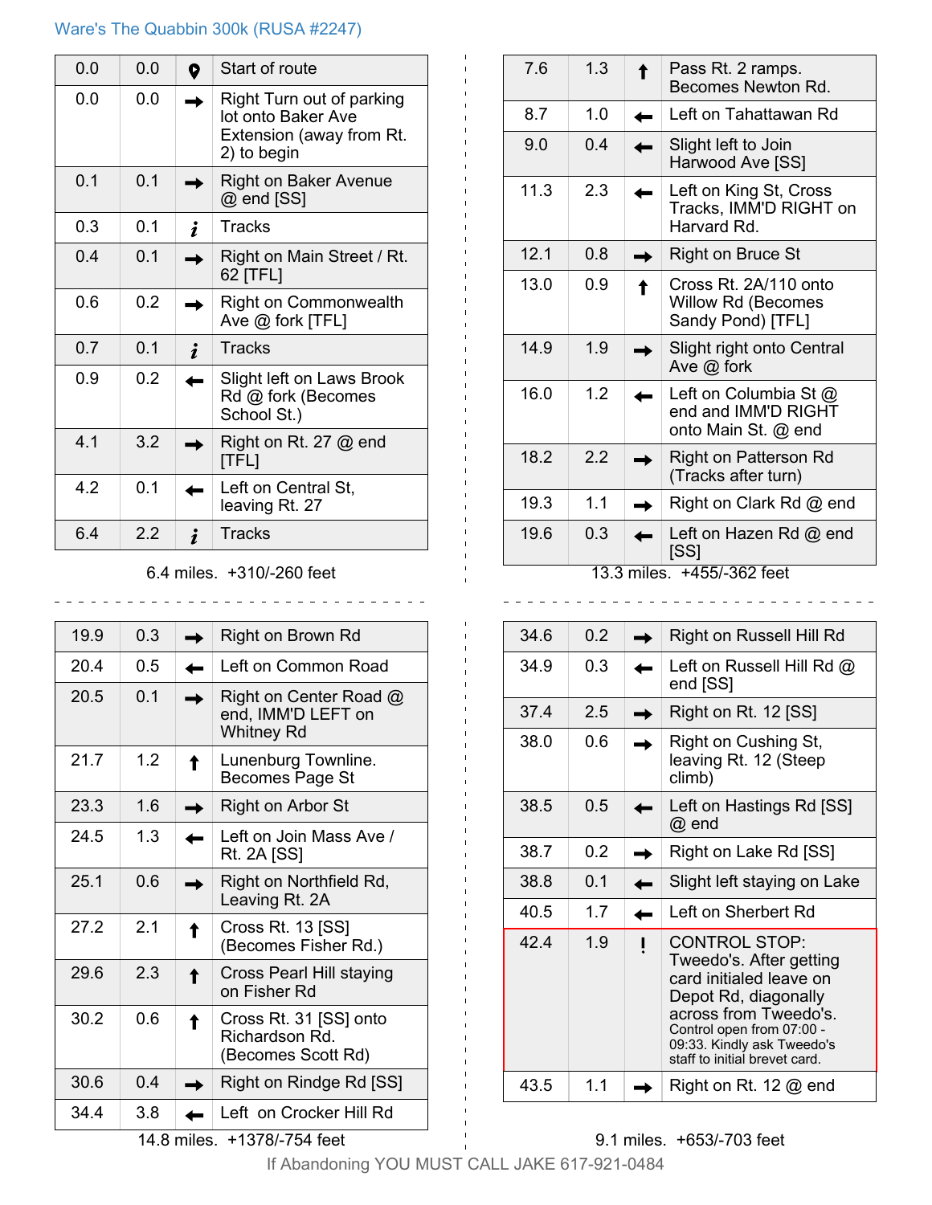Ware's The Quabbin 300k (RUSA #2247)

| | | | |
|---|---|---|---|
| 0.0 | 0.0 | Start | Start of route |
| 0.0 | 0.0 | → | Right Turn out of parking lot onto Baker Ave Extension (away from Rt. 2) to begin |
| 0.1 | 0.1 | → | Right on Baker Avenue @ end [SS] |
| 0.3 | 0.1 | i | Tracks |
| 0.4 | 0.1 | → | Right on Main Street / Rt. 62 [TFL] |
| 0.6 | 0.2 | → | Right on Commonwealth Ave @ fork [TFL] |
| 0.7 | 0.1 | i | Tracks |
| 0.9 | 0.2 | ← | Slight left on Laws Brook Rd @ fork (Becomes School St.) |
| 4.1 | 3.2 | → | Right on Rt. 27 @ end [TFL] |
| 4.2 | 0.1 | ← | Left on Central St, leaving Rt. 27 |
| 6.4 | 2.2 | i | Tracks |

6.4 miles. +310/-260 feet

| | | | |
|---|---|---|---|
| 7.6 | 1.3 | ↑ | Pass Rt. 2 ramps. Becomes Newton Rd. |
| 8.7 | 1.0 | ← | Left on Tahattawan Rd |
| 9.0 | 0.4 | ← | Slight left to Join Harwood Ave [SS] |
| 11.3 | 2.3 | ← | Left on King St, Cross Tracks, IMM'D RIGHT on Harvard Rd. |
| 12.1 | 0.8 | → | Right on Bruce St |
| 13.0 | 0.9 | ↑ | Cross Rt. 2A/110 onto Willow Rd (Becomes Sandy Pond) [TFL] |
| 14.9 | 1.9 | → | Slight right onto Central Ave @ fork |
| 16.0 | 1.2 | ← | Left on Columbia St @ end and IMM'D RIGHT onto Main St. @ end |
| 18.2 | 2.2 | → | Right on Patterson Rd (Tracks after turn) |
| 19.3 | 1.1 | → | Right on Clark Rd @ end |
| 19.6 | 0.3 | ← | Left on Hazen Rd @ end [SS] |

13.3 miles. +455/-362 feet

| | | | |
|---|---|---|---|
| 19.9 | 0.3 | → | Right on Brown Rd |
| 20.4 | 0.5 | ← | Left on Common Road |
| 20.5 | 0.1 | → | Right on Center Road @ end, IMM'D LEFT on Whitney Rd |
| 21.7 | 1.2 | ↑ | Lunenburg Townline. Becomes Page St |
| 23.3 | 1.6 | → | Right on Arbor St |
| 24.5 | 1.3 | ← | Left on Join Mass Ave / Rt. 2A [SS] |
| 25.1 | 0.6 | → | Right on Northfield Rd, Leaving Rt. 2A |
| 27.2 | 2.1 | ↑ | Cross Rt. 13 [SS] (Becomes Fisher Rd.) |
| 29.6 | 2.3 | ↑ | Cross Pearl Hill staying on Fisher Rd |
| 30.2 | 0.6 | ↑ | Cross Rt. 31 [SS] onto Richardson Rd. (Becomes Scott Rd) |
| 30.6 | 0.4 | → | Right on Rindge Rd [SS] |
| 34.4 | 3.8 | ← | Left on Crocker Hill Rd |

14.8 miles. +1378/-754 feet

| | | | |
|---|---|---|---|
| 34.6 | 0.2 | → | Right on Russell Hill Rd |
| 34.9 | 0.3 | ← | Left on Russell Hill Rd @ end [SS] |
| 37.4 | 2.5 | → | Right on Rt. 12 [SS] |
| 38.0 | 0.6 | → | Right on Cushing St, leaving Rt. 12 (Steep climb) |
| 38.5 | 0.5 | ← | Left on Hastings Rd [SS] @ end |
| 38.7 | 0.2 | → | Right on Lake Rd [SS] |
| 38.8 | 0.1 | ← | Slight left staying on Lake |
| 40.5 | 1.7 | ← | Left on Sherbert Rd |
| 42.4 | 1.9 | ! | CONTROL STOP: Tweedo's. After getting card initialed leave on Depot Rd, diagonally across from Tweedo's. Control open from 07:00 - 09:33. Kindly ask Tweedo's staff to initial brevet card. |
| 43.5 | 1.1 | → | Right on Rt. 12 @ end |

9.1 miles. +653/-703 feet

If Abandoning YOU MUST CALL JAKE 617-921-0484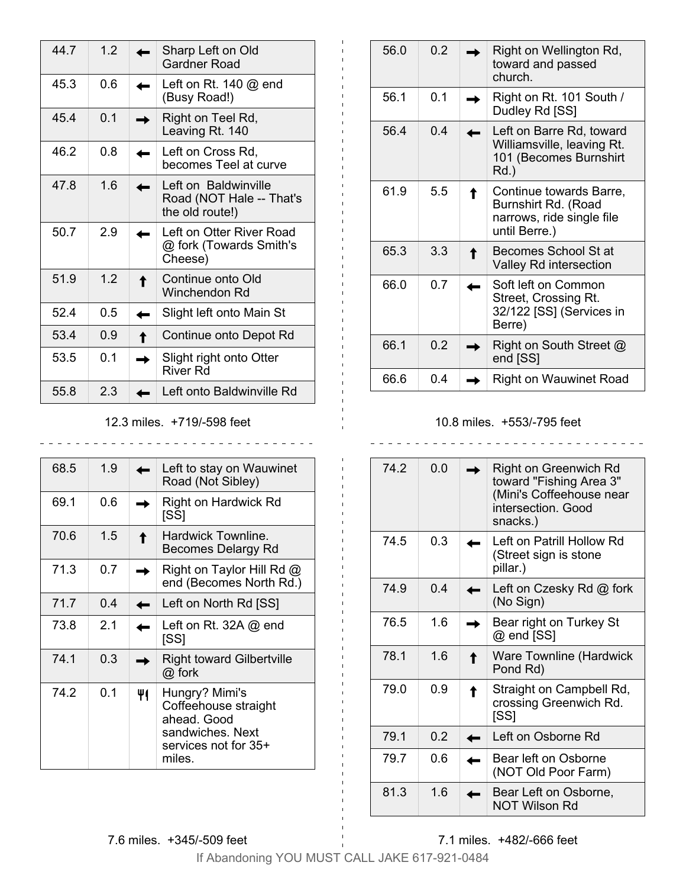| | | | |
|---|---|---|---|
| 44.7 | 1.2 | ← | Sharp Left on Old Gardner Road |
| 45.3 | 0.6 | ← | Left on Rt. 140 @ end (Busy Road!) |
| 45.4 | 0.1 | → | Right on Teel Rd, Leaving Rt. 140 |
| 46.2 | 0.8 | ← | Left on Cross Rd, becomes Teel at curve |
| 47.8 | 1.6 | ← | Left on Baldwinville Road (NOT Hale -- That's the old route!) |
| 50.7 | 2.9 | ← | Left on Otter River Road @ fork (Towards Smith's Cheese) |
| 51.9 | 1.2 | ↑ | Continue onto Old Winchendon Rd |
| 52.4 | 0.5 | ← | Slight left onto Main St |
| 53.4 | 0.9 | ↑ | Continue onto Depot Rd |
| 53.5 | 0.1 | → | Slight right onto Otter River Rd |
| 55.8 | 2.3 | ← | Left onto Baldwinville Rd |

12.3 miles. +719/-598 feet

| | | | |
|---|---|---|---|
| 56.0 | 0.2 | → | Right on Wellington Rd, toward and passed church. |
| 56.1 | 0.1 | → | Right on Rt. 101 South / Dudley Rd [SS] |
| 56.4 | 0.4 | ← | Left on Barre Rd, toward Williamsville, leaving Rt. 101 (Becomes Burnshirt Rd.) |
| 61.9 | 5.5 | ↑ | Continue towards Barre, Burnshirt Rd. (Road narrows, ride single file until Berre.) |
| 65.3 | 3.3 | ↑ | Becomes School St at Valley Rd intersection |
| 66.0 | 0.7 | ← | Soft left on Common Street, Crossing Rt. 32/122 [SS] (Services in Berre) |
| 66.1 | 0.2 | → | Right on South Street @ end [SS] |
| 66.6 | 0.4 | → | Right on Wauwinet Road |

10.8 miles. +553/-795 feet

| | | | |
|---|---|---|---|
| 68.5 | 1.9 | ← | Left to stay on Wauwinet Road (Not Sibley) |
| 69.1 | 0.6 | → | Right on Hardwick Rd [SS] |
| 70.6 | 1.5 | ↑ | Hardwick Townline. Becomes Delargy Rd |
| 71.3 | 0.7 | → | Right on Taylor Hill Rd @ end (Becomes North Rd.) |
| 71.7 | 0.4 | ← | Left on North Rd [SS] |
| 73.8 | 2.1 | ← | Left on Rt. 32A @ end [SS] |
| 74.1 | 0.3 | → | Right toward Gilbertville @ fork |
| 74.2 | 0.1 | 🍴 | Hungry? Mimi's Coffeehouse straight ahead. Good sandwiches. Next services not for 35+ miles. |

7.6 miles. +345/-509 feet

| | | | |
|---|---|---|---|
| 74.2 | 0.0 | → | Right on Greenwich Rd toward "Fishing Area 3" (Mini's Coffeehouse near intersection. Good snacks.) |
| 74.5 | 0.3 | ← | Left on Patrill Hollow Rd (Street sign is stone pillar.) |
| 74.9 | 0.4 | ← | Left on Czesky Rd @ fork (No Sign) |
| 76.5 | 1.6 | → | Bear right on Turkey St @ end [SS] |
| 78.1 | 1.6 | ↑ | Ware Townline (Hardwick Pond Rd) |
| 79.0 | 0.9 | ↑ | Straight on Campbell Rd, crossing Greenwich Rd. [SS] |
| 79.1 | 0.2 | ← | Left on Osborne Rd |
| 79.7 | 0.6 | ← | Bear left on Osborne (NOT Old Poor Farm) |
| 81.3 | 1.6 | ← | Bear Left on Osborne, NOT Wilson Rd |

7.1 miles. +482/-666 feet

If Abandoning YOU MUST CALL JAKE 617-921-0484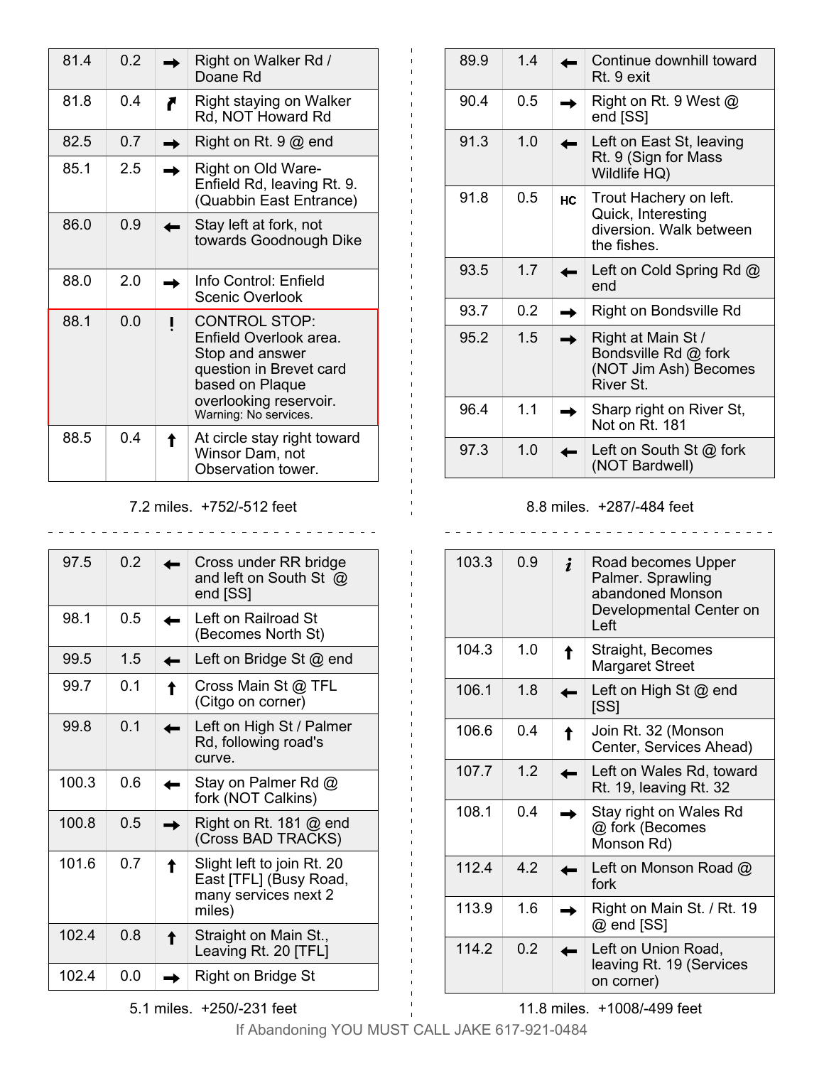| | | | |
|---|---|---|---|
| 81.4 | 0.2 | → | Right on Walker Rd / Doane Rd |
| 81.8 | 0.4 | ↱ | Right staying on Walker Rd, NOT Howard Rd |
| 82.5 | 0.7 | → | Right on Rt. 9 @ end |
| 85.1 | 2.5 | → | Right on Old Ware-Enfield Rd, leaving Rt. 9. (Quabbin East Entrance) |
| 86.0 | 0.9 | ← | Stay left at fork, not towards Goodnough Dike |
| 88.0 | 2.0 | → | Info Control: Enfield Scenic Overlook |
| 88.1 | 0.0 | ! | CONTROL STOP: Enfield Overlook area. Stop and answer question in Brevet card based on Plaque overlooking reservoir. Warning: No services. |
| 88.5 | 0.4 | ↑ | At circle stay right toward Winsor Dam, not Observation tower. |

7.2 miles. +752/-512 feet

| | | | |
|---|---|---|---|
| 89.9 | 1.4 | ← | Continue downhill toward Rt. 9 exit |
| 90.4 | 0.5 | → | Right on Rt. 9 West @ end [SS] |
| 91.3 | 1.0 | ← | Left on East St, leaving Rt. 9 (Sign for Mass Wildlife HQ) |
| 91.8 | 0.5 | HC | Trout Hachery on left. Quick, Interesting diversion. Walk between the fishes. |
| 93.5 | 1.7 | ← | Left on Cold Spring Rd @ end |
| 93.7 | 0.2 | → | Right on Bondsville Rd |
| 95.2 | 1.5 | → | Right at Main St / Bondsville Rd @ fork (NOT Jim Ash) Becomes River St. |
| 96.4 | 1.1 | → | Sharp right on River St, Not on Rt. 181 |
| 97.3 | 1.0 | ← | Left on South St @ fork (NOT Bardwell) |

8.8 miles. +287/-484 feet

| | | | |
|---|---|---|---|
| 97.5 | 0.2 | ← | Cross under RR bridge and left on South St @ end [SS] |
| 98.1 | 0.5 | ← | Left on Railroad St (Becomes North St) |
| 99.5 | 1.5 | ← | Left on Bridge St @ end |
| 99.7 | 0.1 | ↑ | Cross Main St @ TFL (Citgo on corner) |
| 99.8 | 0.1 | ← | Left on High St / Palmer Rd, following road's curve. |
| 100.3 | 0.6 | ← | Stay on Palmer Rd @ fork (NOT Calkins) |
| 100.8 | 0.5 | → | Right on Rt. 181 @ end (Cross BAD TRACKS) |
| 101.6 | 0.7 | ↑ | Slight left to join Rt. 20 East [TFL] (Busy Road, many services next 2 miles) |
| 102.4 | 0.8 | ↑ | Straight on Main St., Leaving Rt. 20 [TFL] |
| 102.4 | 0.0 | → | Right on Bridge St |

5.1 miles. +250/-231 feet

| | | | |
|---|---|---|---|
| 103.3 | 0.9 | *i* | Road becomes Upper Palmer. Sprawling abandoned Monson Developmental Center on Left |
| 104.3 | 1.0 | ↑ | Straight, Becomes Margaret Street |
| 106.1 | 1.8 | ← | Left on High St @ end [SS] |
| 106.6 | 0.4 | ↑ | Join Rt. 32 (Monson Center, Services Ahead) |
| 107.7 | 1.2 | ← | Left on Wales Rd, toward Rt. 19, leaving Rt. 32 |
| 108.1 | 0.4 | → | Stay right on Wales Rd @ fork (Becomes Monson Rd) |
| 112.4 | 4.2 | ← | Left on Monson Road @ fork |
| 113.9 | 1.6 | → | Right on Main St. / Rt. 19 @ end [SS] |
| 114.2 | 0.2 | ← | Left on Union Road, leaving Rt. 19 (Services on corner) |

11.8 miles. +1008/-499 feet

If Abandoning YOU MUST CALL JAKE 617-921-0484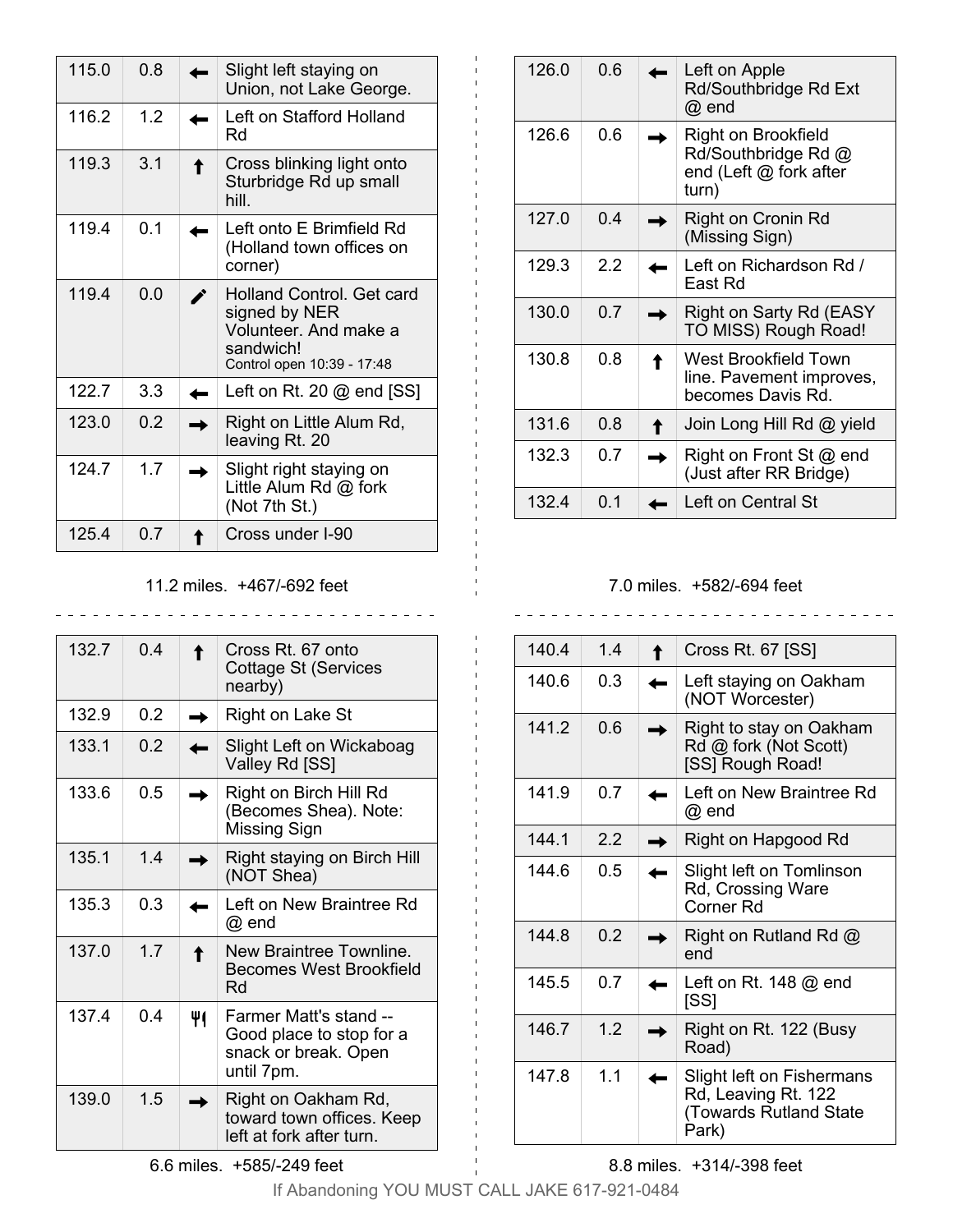| Mile | Dist | Dir | Instruction |
|---|---|---|---|
| 115.0 | 0.8 | ← | Slight left staying on Union, not Lake George. |
| 116.2 | 1.2 | ← | Left on Stafford Holland Rd |
| 119.3 | 3.1 | ↑ | Cross blinking light onto Sturbridge Rd up small hill. |
| 119.4 | 0.1 | ← | Left onto E Brimfield Rd (Holland town offices on corner) |
| 119.4 | 0.0 | ✎ | Holland Control. Get card signed by NER Volunteer. And make a sandwich! Control open 10:39 - 17:48 |
| 122.7 | 3.3 | ← | Left on Rt. 20 @ end [SS] |
| 123.0 | 0.2 | → | Right on Little Alum Rd, leaving Rt. 20 |
| 124.7 | 1.7 | → | Slight right staying on Little Alum Rd @ fork (Not 7th St.) |
| 125.4 | 0.7 | ↑ | Cross under I-90 |

11.2 miles. +467/-692 feet

| Mile | Dist | Dir | Instruction |
|---|---|---|---|
| 126.0 | 0.6 | ← | Left on Apple Rd/Southbridge Rd Ext @ end |
| 126.6 | 0.6 | → | Right on Brookfield Rd/Southbridge Rd @ end (Left @ fork after turn) |
| 127.0 | 0.4 | → | Right on Cronin Rd (Missing Sign) |
| 129.3 | 2.2 | ← | Left on Richardson Rd / East Rd |
| 130.0 | 0.7 | → | Right on Sarty Rd (EASY TO MISS) Rough Road! |
| 130.8 | 0.8 | ↑ | West Brookfield Town line. Pavement improves, becomes Davis Rd. |
| 131.6 | 0.8 | ↑ | Join Long Hill Rd @ yield |
| 132.3 | 0.7 | → | Right on Front St @ end (Just after RR Bridge) |
| 132.4 | 0.1 | ← | Left on Central St |

7.0 miles. +582/-694 feet

| Mile | Dist | Dir | Instruction |
|---|---|---|---|
| 132.7 | 0.4 | ↑ | Cross Rt. 67 onto Cottage St (Services nearby) |
| 132.9 | 0.2 | → | Right on Lake St |
| 133.1 | 0.2 | ← | Slight Left on Wickaboag Valley Rd [SS] |
| 133.6 | 0.5 | → | Right on Birch Hill Rd (Becomes Shea). Note: Missing Sign |
| 135.1 | 1.4 | → | Right staying on Birch Hill (NOT Shea) |
| 135.3 | 0.3 | ← | Left on New Braintree Rd @ end |
| 137.0 | 1.7 | ↑ | New Braintree Townline. Becomes West Brookfield Rd |
| 137.4 | 0.4 | 🍴 | Farmer Matt's stand -- Good place to stop for a snack or break. Open until 7pm. |
| 139.0 | 1.5 | → | Right on Oakham Rd, toward town offices. Keep left at fork after turn. |

6.6 miles. +585/-249 feet

| Mile | Dist | Dir | Instruction |
|---|---|---|---|
| 140.4 | 1.4 | ↑ | Cross Rt. 67 [SS] |
| 140.6 | 0.3 | ← | Left staying on Oakham (NOT Worcester) |
| 141.2 | 0.6 | → | Right to stay on Oakham Rd @ fork (Not Scott) [SS] Rough Road! |
| 141.9 | 0.7 | ← | Left on New Braintree Rd @ end |
| 144.1 | 2.2 | → | Right on Hapgood Rd |
| 144.6 | 0.5 | ← | Slight left on Tomlinson Rd, Crossing Ware Corner Rd |
| 144.8 | 0.2 | → | Right on Rutland Rd @ end |
| 145.5 | 0.7 | ← | Left on Rt. 148 @ end [SS] |
| 146.7 | 1.2 | → | Right on Rt. 122 (Busy Road) |
| 147.8 | 1.1 | ← | Slight left on Fishermans Rd, Leaving Rt. 122 (Towards Rutland State Park) |

8.8 miles. +314/-398 feet

If Abandoning YOU MUST CALL JAKE 617-921-0484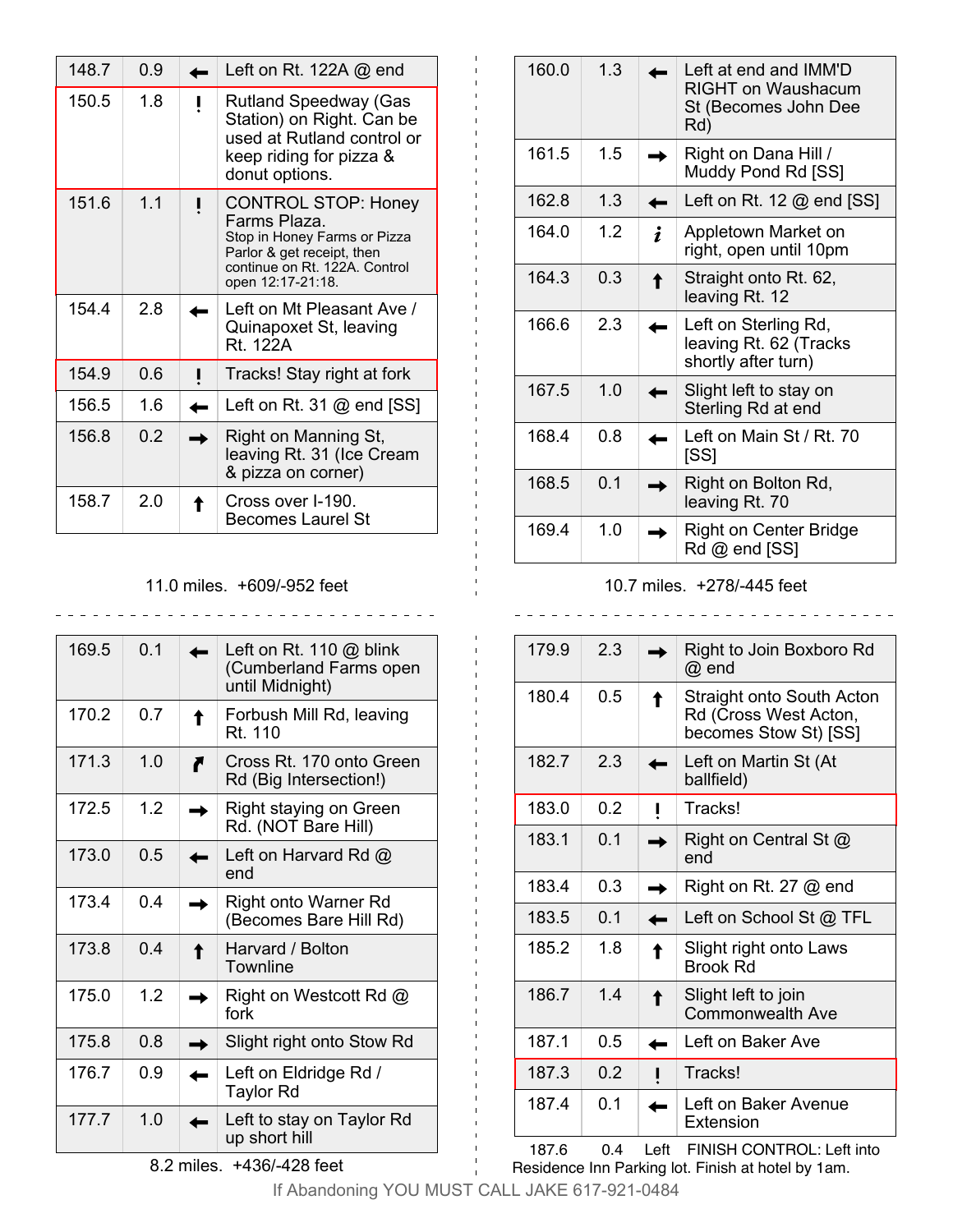| | | | |
|---|---|---|---|
| 148.7 | 0.9 | ← | Left on Rt. 122A @ end |
| 150.5 | 1.8 | ! | Rutland Speedway (Gas Station) on Right. Can be used at Rutland control or keep riding for pizza & donut options. |
| 151.6 | 1.1 | ! | CONTROL STOP: Honey Farms Plaza. Stop in Honey Farms or Pizza Parlor & get receipt, then continue on Rt. 122A. Control open 12:17-21:18. |
| 154.4 | 2.8 | ← | Left on Mt Pleasant Ave / Quinapoxet St, leaving Rt. 122A |
| 154.9 | 0.6 | ! | Tracks! Stay right at fork |
| 156.5 | 1.6 | ← | Left on Rt. 31 @ end [SS] |
| 156.8 | 0.2 | → | Right on Manning St, leaving Rt. 31 (Ice Cream & pizza on corner) |
| 158.7 | 2.0 | ↑ | Cross over I-190. Becomes Laurel St |

11.0 miles. +609/-952 feet

| | | | |
|---|---|---|---|
| 160.0 | 1.3 | ← | Left at end and IMM'D RIGHT on Waushacum St (Becomes John Dee Rd) |
| 161.5 | 1.5 | → | Right on Dana Hill / Muddy Pond Rd [SS] |
| 162.8 | 1.3 | ← | Left on Rt. 12 @ end [SS] |
| 164.0 | 1.2 | i | Appletown Market on right, open until 10pm |
| 164.3 | 0.3 | ↑ | Straight onto Rt. 62, leaving Rt. 12 |
| 166.6 | 2.3 | ← | Left on Sterling Rd, leaving Rt. 62 (Tracks shortly after turn) |
| 167.5 | 1.0 | ← | Slight left to stay on Sterling Rd at end |
| 168.4 | 0.8 | ← | Left on Main St / Rt. 70 [SS] |
| 168.5 | 0.1 | → | Right on Bolton Rd, leaving Rt. 70 |
| 169.4 | 1.0 | → | Right on Center Bridge Rd @ end [SS] |

10.7 miles. +278/-445 feet

| | | | |
|---|---|---|---|
| 169.5 | 0.1 | ← | Left on Rt. 110 @ blink (Cumberland Farms open until Midnight) |
| 170.2 | 0.7 | ↑ | Forbush Mill Rd, leaving Rt. 110 |
| 171.3 | 1.0 | ↱ | Cross Rt. 170 onto Green Rd (Big Intersection!) |
| 172.5 | 1.2 | → | Right staying on Green Rd. (NOT Bare Hill) |
| 173.0 | 0.5 | ← | Left on Harvard Rd @ end |
| 173.4 | 0.4 | → | Right onto Warner Rd (Becomes Bare Hill Rd) |
| 173.8 | 0.4 | ↑ | Harvard / Bolton Townline |
| 175.0 | 1.2 | → | Right on Westcott Rd @ fork |
| 175.8 | 0.8 | → | Slight right onto Stow Rd |
| 176.7 | 0.9 | ← | Left on Eldridge Rd / Taylor Rd |
| 177.7 | 1.0 | ← | Left to stay on Taylor Rd up short hill |

8.2 miles. +436/-428 feet

| | | | |
|---|---|---|---|
| 179.9 | 2.3 | → | Right to Join Boxboro Rd @ end |
| 180.4 | 0.5 | ↑ | Straight onto South Acton Rd (Cross West Acton, becomes Stow St) [SS] |
| 182.7 | 2.3 | ← | Left on Martin St (At ballfield) |
| 183.0 | 0.2 | ! | Tracks! |
| 183.1 | 0.1 | → | Right on Central St @ end |
| 183.4 | 0.3 | → | Right on Rt. 27 @ end |
| 183.5 | 0.1 | ← | Left on School St @ TFL |
| 185.2 | 1.8 | ↑ | Slight right onto Laws Brook Rd |
| 186.7 | 1.4 | ↑ | Slight left to join Commonwealth Ave |
| 187.1 | 0.5 | ← | Left on Baker Ave |
| 187.3 | 0.2 | ! | Tracks! |
| 187.4 | 0.1 | ← | Left on Baker Avenue Extension |

187.6 0.4 Left FINISH CONTROL: Left into Residence Inn Parking lot. Finish at hotel by 1am.

If Abandoning YOU MUST CALL JAKE 617-921-0484